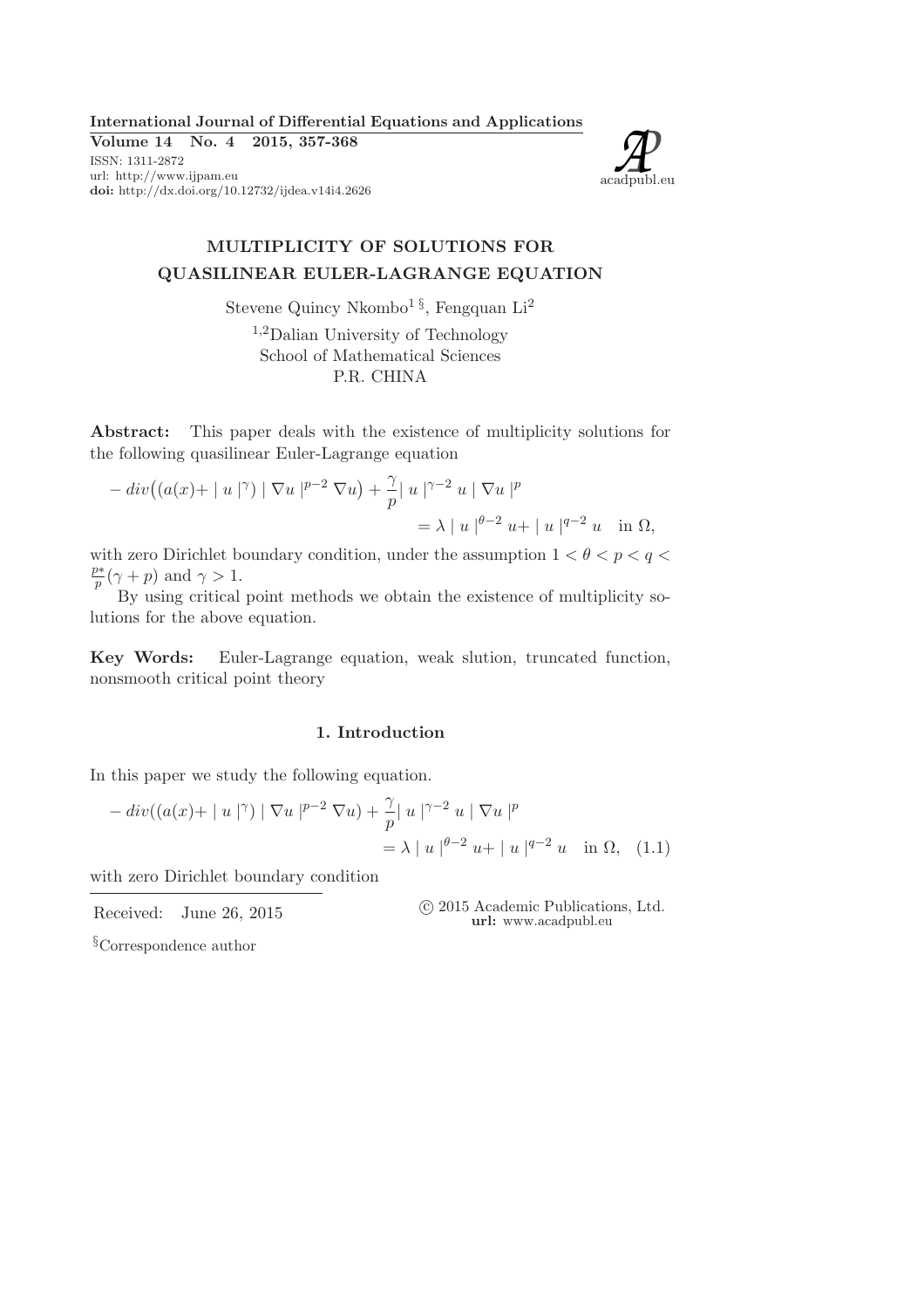# MULTIPLICITY OF SOLUTIONS FOR QUASILINEAR EULER-LAGRANGE EQUATION

Stevene Quincy Nkombo[1 §], Fengquan Li[2]

[1,2]Dalian University of Technology
School of Mathematical Sciences
P.R. CHINA

**Abstract:** This paper deals with the existence of multiplicity solutions for the following quasilinear Euler-Lagrange equation

$$- div\big((a(x)+ \mid u \mid^{\gamma}) \mid \nabla u \mid^{p-2} \nabla u\big) + \frac{\gamma}{p} \mid u \mid^{\gamma-2} u \mid \nabla u \mid^{p} = \lambda \mid u \mid^{\theta-2} u + \mid u \mid^{q-2} u \quad \text{in } \Omega,$$

with zero Dirichlet boundary condition, under the assumption $1 < \theta < p < q < \frac{p*}{p}(\gamma + p)$ and $\gamma > 1$.

By using critical point methods we obtain the existence of multiplicity solutions for the above equation.

**Key Words:** Euler-Lagrange equation, weak slution, truncated function, nonsmooth critical point theory

## 1. Introduction

In this paper we study the following equation.

$$- div((a(x)+ \mid u \mid^{\gamma}) \mid \nabla u \mid^{p-2} \nabla u) + \frac{\gamma}{p} \mid u \mid^{\gamma-2} u \mid \nabla u \mid^{p} = \lambda \mid u \mid^{\theta-2} u + \mid u \mid^{q-2} u \quad \text{in } \Omega, \quad (1.1)$$

with zero Dirichlet boundary condition

Received: June 26, 2015

© 2015 Academic Publications, Ltd.
**url:** www.acadpubl.eu

§Correspondence author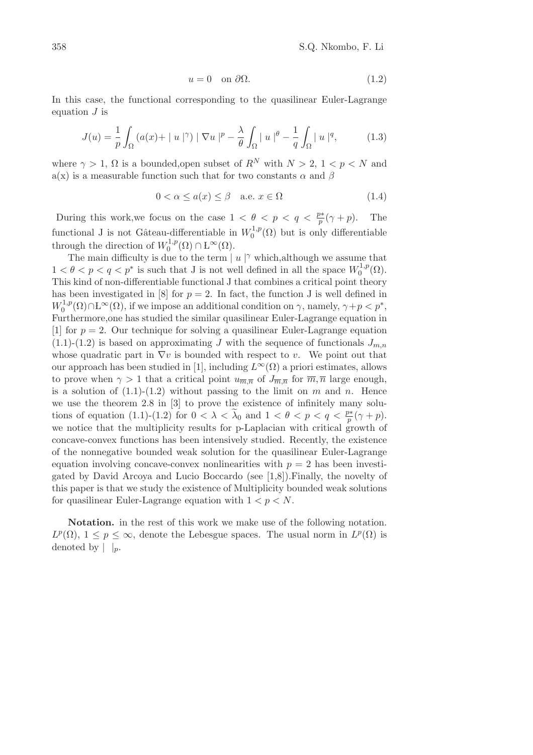$$u = 0 \quad \text{on } \partial\Omega. \tag{1.2}$$

In this case, the functional corresponding to the quasilinear Euler-Lagrange equation $J$ is

$$J(u) = \frac{1}{p}\int_\Omega (a(x) + |u|^\gamma) |\nabla u|^p - \frac{\lambda}{\theta}\int_\Omega |u|^\theta - \frac{1}{q}\int_\Omega |u|^q, \tag{1.3}$$

where $\gamma > 1$, $\Omega$ is a bounded,open subset of $R^N$ with $N > 2$, $1 < p < N$ and a(x) is a measurable function such that for two constants $\alpha$ and $\beta$

$$0 < \alpha \leq a(x) \leq \beta \quad \text{a.e. } x \in \Omega \tag{1.4}$$

During this work,we focus on the case $1 < \theta < p < q < \frac{p*}{p}(\gamma + p)$. The functional J is not Gâteau-differentiable in $W_0^{1,p}(\Omega)$ but is only differentiable through the direction of $W_0^{1,p}(\Omega) \cap \mathrm{L}^\infty(\Omega)$.

The main difficulty is due to the term $|u|^\gamma$ which,although we assume that $1 < \theta < p < q < p^*$ is such that J is not well defined in all the space $W_0^{1,p}(\Omega)$. This kind of non-differentiable functional J that combines a critical point theory has been investigated in [8] for $p = 2$. In fact, the function J is well defined in $W_0^{1,p}(\Omega) \cap \mathrm{L}^\infty(\Omega)$, if we impose an additional condition on $\gamma$, namely, $\gamma + p < p^*$, Furthermore,one has studied the similar quasilinear Euler-Lagrange equation in [1] for $p = 2$. Our technique for solving a quasilinear Euler-Lagrange equation (1.1)-(1.2) is based on approximating $J$ with the sequence of functionals $J_{m,n}$ whose quadratic part in $\nabla v$ is bounded with respect to $v$. We point out that our approach has been studied in [1], including $L^\infty(\Omega)$ a priori estimates, allows to prove when $\gamma > 1$ that a critical point $u_{\overline{m},\overline{n}}$ of $J_{\overline{m},\overline{n}}$ for $\overline{m}, \overline{n}$ large enough, is a solution of (1.1)-(1.2) without passing to the limit on $m$ and $n$. Hence we use the theorem 2.8 in [3] to prove the existence of infinitely many solutions of equation (1.1)-(1.2) for $0 < \lambda < \widetilde{\lambda}_0$ and $1 < \theta < p < q < \frac{p*}{p}(\gamma + p)$. we notice that the multiplicity results for p-Laplacian with critical growth of concave-convex functions has been intensively studied. Recently, the existence of the nonnegative bounded weak solution for the quasilinear Euler-Lagrange equation involving concave-convex nonlinearities with $p = 2$ has been investigated by David Arcoya and Lucio Boccardo (see [1,8]).Finally, the novelty of this paper is that we study the existence of Multiplicity bounded weak solutions for quasilinear Euler-Lagrange equation with $1 < p < N$.

**Notation.** in the rest of this work we make use of the following notation. $L^p(\Omega)$, $1 \leq p \leq \infty$, denote the Lebesgue spaces. The usual norm in $L^p(\Omega)$ is denoted by $| \ |_p$.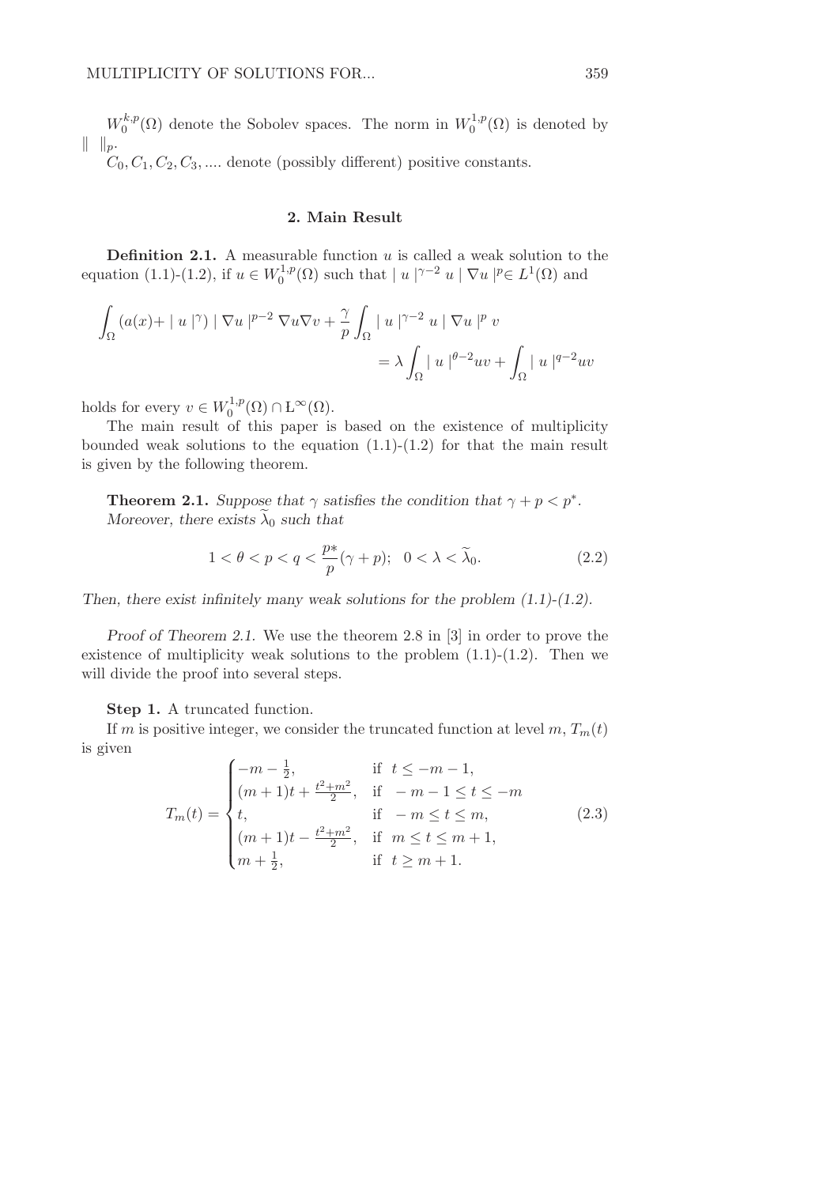$W_0^{k,p}(\Omega)$ denote the Sobolev spaces. The norm in $W_0^{1,p}(\Omega)$ is denoted by $\| \ \|_p$.

$C_0, C_1, C_2, C_3, ....$ denote (possibly different) positive constants.

## 2. Main Result

**Definition 2.1.** A measurable function $u$ is called a weak solution to the equation (1.1)-(1.2), if $u \in W_0^{1,p}(\Omega)$ such that $| u |^{\gamma-2} u | \nabla u |^p \in L^1(\Omega)$ and

$$\int_\Omega (a(x)+ | u |^\gamma) | \nabla u |^{p-2} \nabla u \nabla v + \frac{\gamma}{p} \int_\Omega | u |^{\gamma-2} u | \nabla u |^p v = \lambda \int_\Omega | u |^{\theta-2} uv + \int_\Omega | u |^{q-2} uv$$

holds for every $v \in W_0^{1,p}(\Omega) \cap \mathrm{L}^\infty(\Omega)$.

The main result of this paper is based on the existence of multiplicity bounded weak solutions to the equation (1.1)-(1.2) for that the main result is given by the following theorem.

**Theorem 2.1.** *Suppose that $\gamma$ satisfies the condition that $\gamma + p < p^*$. Moreover, there exists $\widetilde{\lambda}_0$ such that*

$$1 < \theta < p < q < \frac{p*}{p}(\gamma + p); \quad 0 < \lambda < \widetilde{\lambda}_0. \tag{2.2}$$

*Then, there exist infinitely many weak solutions for the problem (1.1)-(1.2).*

*Proof of Theorem 2.1.* We use the theorem 2.8 in [3] in order to prove the existence of multiplicity weak solutions to the problem (1.1)-(1.2). Then we will divide the proof into several steps.

**Step 1.** A truncated function.

If $m$ is positive integer, we consider the truncated function at level $m$, $T_m(t)$ is given

$$T_m(t) = \begin{cases} -m - \frac{1}{2}, & \text{if } \ t \leq -m-1, \\ (m+1)t + \frac{t^2+m^2}{2}, & \text{if } \ -m-1 \leq t \leq -m \\ t, & \text{if } \ -m \leq t \leq m, \\ (m+1)t - \frac{t^2+m^2}{2}, & \text{if } \ m \leq t \leq m+1, \\ m + \frac{1}{2}, & \text{if } \ t \geq m+1. \end{cases} \tag{2.3}$$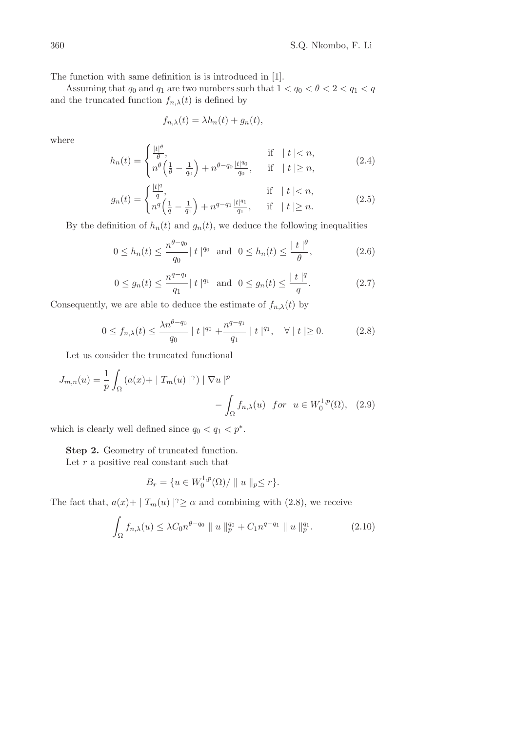The function with same definition is is introduced in [1].

Assuming that $q_0$ and $q_1$ are two numbers such that $1 < q_0 < \theta < 2 < q_1 < q$ and the truncated function $f_{n,\lambda}(t)$ is defined by

$$f_{n,\lambda}(t) = \lambda h_n(t) + g_n(t),$$

where

$$h_n(t) = \begin{cases} \frac{|t|^\theta}{\theta}, & \text{if} \quad | t |< n, \\ n^\theta \Big( \frac{1}{\theta} - \frac{1}{q_0} \Big) + n^{\theta - q_0} \frac{|t|^{q_0}}{q_0}, & \text{if} \quad | t |\geq n, \end{cases} \tag{2.4}$$

$$g_n(t) = \begin{cases} \frac{|t|^q}{q}, & \text{if} \quad | t |< n, \\ n^q \Big( \frac{1}{q} - \frac{1}{q_1} \Big) + n^{q - q_1} \frac{|t|^{q_1}}{q_1}, & \text{if} \quad | t |\geq n. \end{cases} \tag{2.5}$$

By the definition of $h_n(t)$ and $g_n(t)$, we deduce the following inequalities

$$0 \leq h_n(t) \leq \frac{n^{\theta - q_0}}{q_0} | t |^{q_0} \ \text{ and } \ 0 \leq h_n(t) \leq \frac{| t |^\theta}{\theta}, \tag{2.6}$$

$$0 \leq g_n(t) \leq \frac{n^{q - q_1}}{q_1} | t |^{q_1} \ \text{ and } \ 0 \leq g_n(t) \leq \frac{| t |^q}{q}. \tag{2.7}$$

Consequently, we are able to deduce the estimate of $f_{n,\lambda}(t)$ by

$$0 \leq f_{n,\lambda}(t) \leq \frac{\lambda n^{\theta - q_0}}{q_0} \mid t \mid^{q_0} + \frac{n^{q - q_1}}{q_1} \mid t \mid^{q_1}, \quad \forall \mid t \mid \geq 0. \tag{2.8}$$

Let us consider the truncated functional

$$J_{m,n}(u) = \frac{1}{p} \int_\Omega (a(x) + \mid T_m(u) \mid^\gamma) \mid \nabla u \mid^p - \int_\Omega f_{n,\lambda}(u) \quad for \quad u \in W_0^{1,p}(\Omega), \tag{2.9}$$

which is clearly well defined since $q_0 < q_1 < p^*$.

**Step 2.** Geometry of truncated function.

Let $r$ a positive real constant such that

$$B_r = \{ u \in W_0^{1,p}(\Omega) / \parallel u \parallel_p \leq r \}.$$

The fact that, $a(x) + \mid T_m(u) \mid^\gamma \geq \alpha$ and combining with (2.8), we receive

$$\int_\Omega f_{n,\lambda}(u) \leq \lambda C_0 n^{\theta - q_0} \parallel u \parallel_p^{q_0} + C_1 n^{q - q_1} \parallel u \parallel_p^{q_1}. \tag{2.10}$$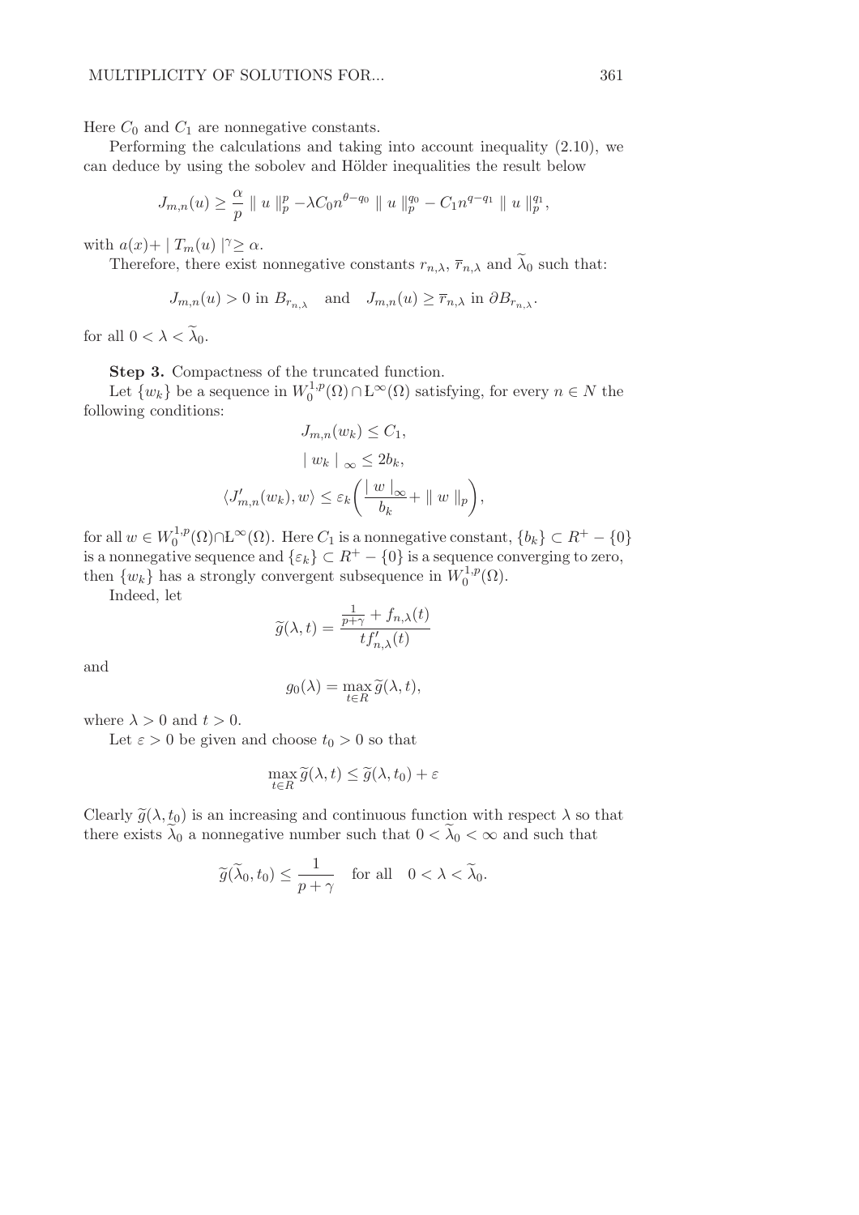Here $C_0$ and $C_1$ are nonnegative constants.

Performing the calculations and taking into account inequality (2.10), we can deduce by using the sobolev and Hölder inequalities the result below

$$J_{m,n}(u) \geq \frac{\alpha}{p} \parallel u \parallel_p^p - \lambda C_0 n^{\theta - q_0} \parallel u \parallel_p^{q_0} - C_1 n^{q - q_1} \parallel u \parallel_p^{q_1},$$

with $a(x) + \mid T_m(u) \mid^\gamma \geq \alpha$.

Therefore, there exist nonnegative constants $r_{n,\lambda}$, $\overline{r}_{n,\lambda}$ and $\widetilde{\lambda}_0$ such that:

$$J_{m,n}(u) > 0 \text{ in } B_{r_{n,\lambda}} \quad \text{and} \quad J_{m,n}(u) \geq \overline{r}_{n,\lambda} \text{ in } \partial B_{r_{n,\lambda}}.$$

for all $0 < \lambda < \widetilde{\lambda}_0$.

**Step 3.** Compactness of the truncated function.

Let $\{w_k\}$ be a sequence in $W_0^{1,p}(\Omega) \cap L^\infty(\Omega)$ satisfying, for every $n \in N$ the following conditions:

$$J_{m,n}(w_k) \leq C_1,$$

$$\mid w_k \mid_\infty \leq 2b_k,$$

$$\langle J'_{m,n}(w_k), w \rangle \leq \varepsilon_k \bigg( \frac{\mid w \mid_\infty}{b_k} + \parallel w \parallel_p \bigg),$$

for all $w \in W_0^{1,p}(\Omega) \cap L^\infty(\Omega)$. Here $C_1$ is a nonnegative constant, $\{b_k\} \subset R^+ - \{0\}$ is a nonnegative sequence and $\{\varepsilon_k\} \subset R^+ - \{0\}$ is a sequence converging to zero, then $\{w_k\}$ has a strongly convergent subsequence in $W_0^{1,p}(\Omega)$.

Indeed, let

$$\widetilde{g}(\lambda, t) = \frac{\frac{1}{p+\gamma} + f_{n,\lambda}(t)}{t f'_{n,\lambda}(t)}$$

and

$$g_0(\lambda) = \max_{t \in R} \widetilde{g}(\lambda, t),$$

where $\lambda > 0$ and $t > 0$.

Let $\varepsilon > 0$ be given and choose $t_0 > 0$ so that

$$\max_{t \in R} \widetilde{g}(\lambda, t) \leq \widetilde{g}(\lambda, t_0) + \varepsilon$$

Clearly $\widetilde{g}(\lambda, t_0)$ is an increasing and continuous function with respect $\lambda$ so that there exists $\widetilde{\lambda}_0$ a nonnegative number such that $0 < \widetilde{\lambda}_0 < \infty$ and such that

$$\widetilde{g}(\widetilde{\lambda}_0, t_0) \leq \frac{1}{p+\gamma} \quad \text{for all} \quad 0 < \lambda < \widetilde{\lambda}_0.$$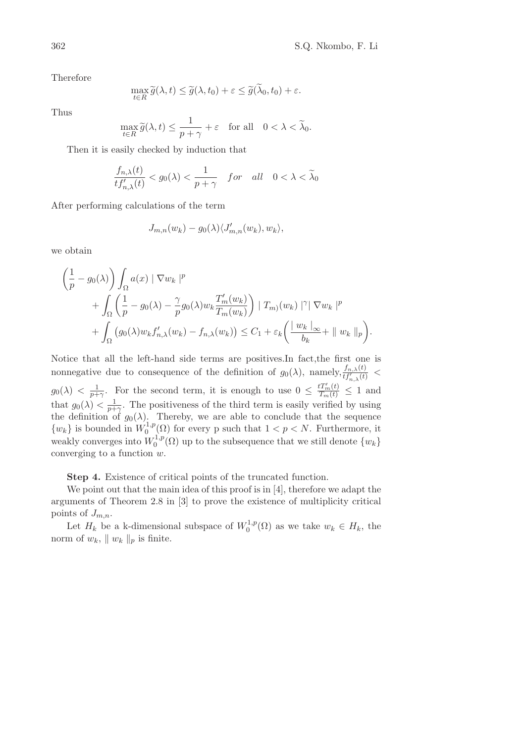Therefore

$$\max_{t \in R} \widetilde{g}(\lambda, t) \leq \widetilde{g}(\lambda, t_0) + \varepsilon \leq \widetilde{g}(\widetilde{\lambda}_0, t_0) + \varepsilon.$$

Thus

$$\max_{t \in R} \widetilde{g}(\lambda, t) \leq \frac{1}{p+\gamma} + \varepsilon \quad \text{for all} \quad 0 < \lambda < \widetilde{\lambda}_0.$$

Then it is easily checked by induction that

$$\frac{f_{n,\lambda}(t)}{t f'_{n,\lambda}(t)} < g_0(\lambda) < \frac{1}{p+\gamma} \quad for \quad all \quad 0 < \lambda < \widetilde{\lambda}_0$$

After performing calculations of the term

$$J_{m,n}(w_k) - g_0(\lambda)\langle J'_{m,n}(w_k), w_k\rangle,$$

we obtain

$$\begin{aligned}
&\left(\frac{1}{p} - g_0(\lambda)\right) \int_\Omega a(x) \mid \nabla w_k \mid^p \\
&\quad + \int_\Omega \left(\frac{1}{p} - g_0(\lambda) - \frac{\gamma}{p} g_0(\lambda) w_k \frac{T'_m(w_k)}{T_m(w_k)}\right) \mid T_{m)}(w_k) \mid^\gamma \mid \nabla w_k \mid^p \\
&\quad + \int_\Omega \left(g_0(\lambda) w_k f'_{n,\lambda}(w_k) - f_{n,\lambda}(w_k)\right) \leq C_1 + \varepsilon_k \left(\frac{\mid w_k \mid_\infty}{b_k} + \parallel w_k \parallel_p\right).
\end{aligned}$$

Notice that all the left-hand side terms are positives.In fact,the first one is nonnegative due to consequence of the definition of $g_0(\lambda)$, namely,$\frac{f_{n,\lambda}(t)}{t f'_{n,\lambda}(t)} < g_0(\lambda) < \frac{1}{p+\gamma}$. For the second term, it is enough to use $0 \leq \frac{t T'_m(t)}{T_m(t)} \leq 1$ and that $g_0(\lambda) < \frac{1}{p+\gamma}$. The positiveness of the third term is easily verified by using the definition of $g_0(\lambda)$. Thereby, we are able to conclude that the sequence $\{w_k\}$ is bounded in $W_0^{1,p}(\Omega)$ for every p such that $1 < p < N$. Furthermore, it weakly converges into $W_0^{1,p}(\Omega)$ up to the subsequence that we still denote $\{w_k\}$ converging to a function $w$.

**Step 4.** Existence of critical points of the truncated function.

We point out that the main idea of this proof is in [4], therefore we adapt the arguments of Theorem 2.8 in [3] to prove the existence of multiplicity critical points of $J_{m,n}$.

Let $H_k$ be a k-dimensional subspace of $W_0^{1,p}(\Omega)$ as we take $w_k \in H_k$, the norm of $w_k$, $\parallel w_k \parallel_p$ is finite.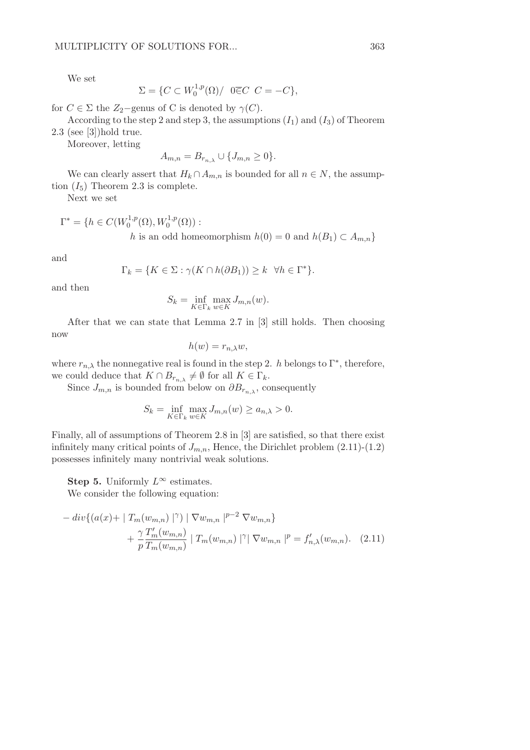We set

$$\Sigma = \{C \subset W_0^{1,p}(\Omega)/ \ \ 0\overline{\in}C \ \ C = -C\},$$

for $C \in \Sigma$ the $Z_2-$genus of C is denoted by $\gamma(C)$.

According to the step 2 and step 3, the assumptions $(I_1)$ and $(I_3)$ of Theorem 2.3 (see [3])hold true.

Moreover, letting

$$A_{m,n} = B_{r_{n,\lambda}} \cup \{J_{m,n} \geq 0\}.$$

We can clearly assert that $H_k \cap A_{m,n}$ is bounded for all $n \in N$, the assumption $(I_5)$ Theorem 2.3 is complete.

Next we set

$$\Gamma^* = \{h \in C(W_0^{1,p}(\Omega), W_0^{1,p}(\Omega)) : \\ h \text{ is an odd homeomorphism } h(0) = 0 \text{ and } h(B_1) \subset A_{m,n}\}$$

and

$$\Gamma_k = \{K \in \Sigma : \gamma(K \cap h(\partial B_1)) \geq k \ \ \forall h \in \Gamma^*\}.$$

and then

$$S_k = \inf_{K \in \Gamma_k} \max_{w \in K} J_{m,n}(w).$$

After that we can state that Lemma 2.7 in [3] still holds. Then choosing now

$$h(w) = r_{n,\lambda} w,$$

where $r_{n,\lambda}$ the nonnegative real is found in the step 2. $h$ belongs to $\Gamma^*$, therefore, we could deduce that $K \cap B_{r_{n,\lambda}} \neq \emptyset$ for all $K \in \Gamma_k$.

Since $J_{m,n}$ is bounded from below on $\partial B_{r_{n,\lambda}}$, consequently

$$S_k = \inf_{K \in \Gamma_k} \max_{w \in K} J_{m,n}(w) \geq a_{n,\lambda} > 0.$$

Finally, all of assumptions of Theorem 2.8 in [3] are satisfied, so that there exist infinitely many critical points of $J_{m,n}$, Hence, the Dirichlet problem (2.11)-(1.2) possesses infinitely many nontrivial weak solutions.

**Step 5.** Uniformly $L^\infty$ estimates.

We consider the following equation:

$$-\, div\{(a(x) + \mid T_m(w_{m,n}) \mid^{\gamma}) \mid \nabla w_{m,n} \mid^{p-2} \nabla w_{m,n}\} \\ + \frac{\gamma}{p} \frac{T'_m(w_{m,n})}{T_m(w_{m,n})} \mid T_m(w_{m,n}) \mid^{\gamma} \mid \nabla w_{m,n} \mid^{p} = f'_{n,\lambda}(w_{m,n}). \quad (2.11)$$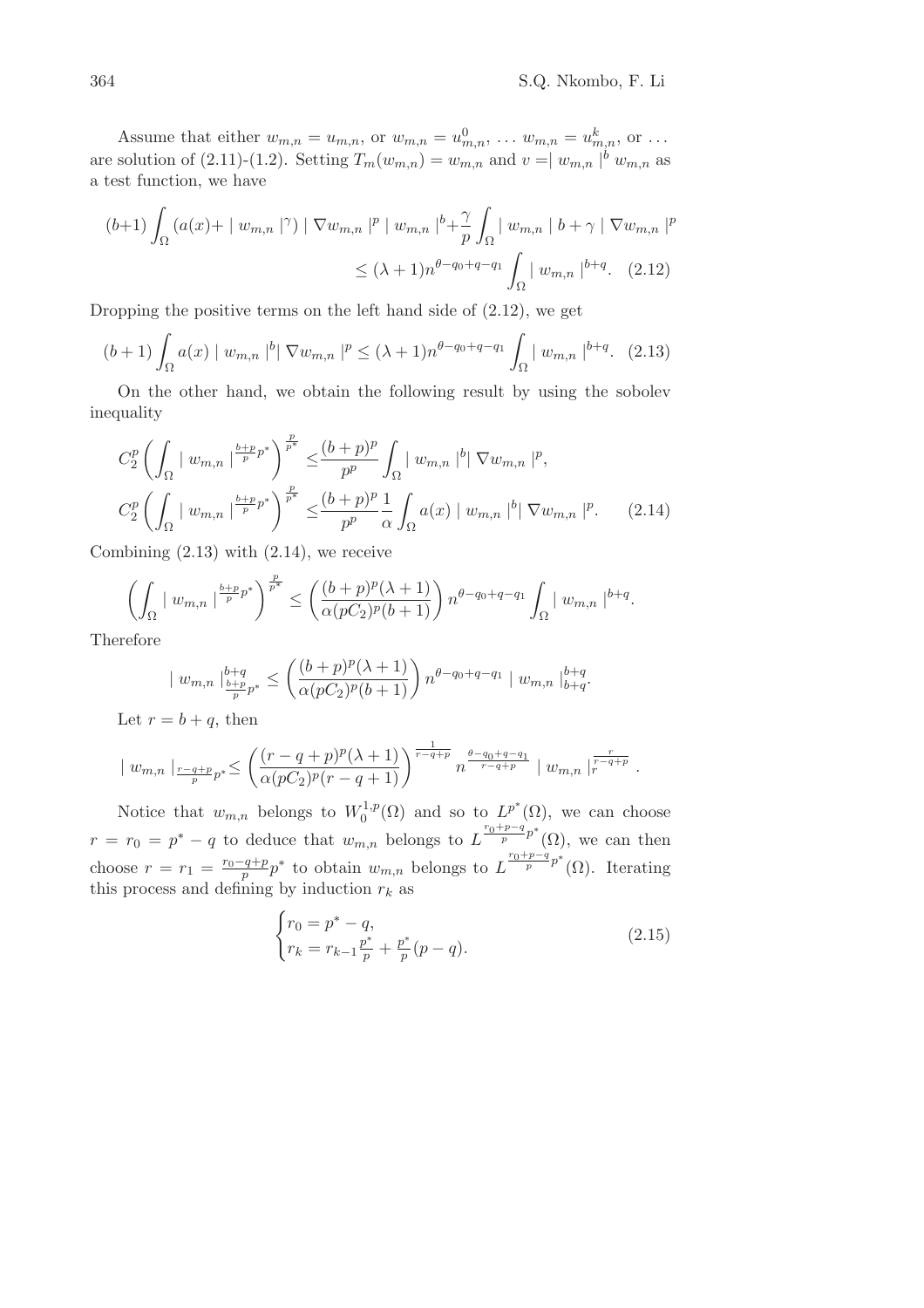Assume that either $w_{m,n} = u_{m,n}$, or $w_{m,n} = u^0_{m,n}$, … $w_{m,n} = u^k_{m,n}$, or … are solution of (2.11)-(1.2). Setting $T_m(w_{m,n}) = w_{m,n}$ and $v =\mid w_{m,n} \mid^b w_{m,n}$ as a test function, we have

$$(b+1)\int_\Omega (a(x)+\mid w_{m,n}\mid^\gamma)\mid \nabla w_{m,n}\mid^p \mid w_{m,n}\mid^b + \frac{\gamma}{p}\int_\Omega \mid w_{m,n}\mid b+\gamma \mid \nabla w_{m,n}\mid^p \leq (\lambda+1)n^{\theta-q_0+q-q_1}\int_\Omega \mid w_{m,n}\mid^{b+q}. \quad (2.12)$$

Dropping the positive terms on the left hand side of (2.12), we get

$$(b+1)\int_\Omega a(x)\mid w_{m,n}\mid^b \mid \nabla w_{m,n}\mid^p \leq (\lambda+1)n^{\theta-q_0+q-q_1}\int_\Omega \mid w_{m,n}\mid^{b+q}. \quad (2.13)$$

On the other hand, we obtain the following result by using the sobolev inequality

$$C_2^p\left(\int_\Omega \mid w_{m,n}\mid^{\frac{b+p}{p}p^*}\right)^{\frac{p}{p^*}} \leq \frac{(b+p)^p}{p^p}\int_\Omega \mid w_{m,n}\mid^b \mid \nabla w_{m,n}\mid^p,$$

$$C_2^p\left(\int_\Omega \mid w_{m,n}\mid^{\frac{b+p}{p}p^*}\right)^{\frac{p}{p^*}} \leq \frac{(b+p)^p}{p^p}\frac{1}{\alpha}\int_\Omega a(x)\mid w_{m,n}\mid^b \mid \nabla w_{m,n}\mid^p. \quad (2.14)$$

Combining (2.13) with (2.14), we receive

$$\left(\int_\Omega \mid w_{m,n}\mid^{\frac{b+p}{p}p^*}\right)^{\frac{p}{p^*}} \leq \left(\frac{(b+p)^p(\lambda+1)}{\alpha(pC_2)^p(b+1)}\right)n^{\theta-q_0+q-q_1}\int_\Omega \mid w_{m,n}\mid^{b+q}.$$

Therefore

$$\mid w_{m,n}\mid^{b+q}_{\frac{b+p}{p}p^*} \leq \left(\frac{(b+p)^p(\lambda+1)}{\alpha(pC_2)^p(b+1)}\right)n^{\theta-q_0+q-q_1}\mid w_{m,n}\mid^{b+q}_{b+q}.$$

Let $r = b+q$, then

$$\mid w_{m,n}\mid_{\frac{r-q+p}{p}p^*} \leq \left(\frac{(r-q+p)^p(\lambda+1)}{\alpha(pC_2)^p(r-q+1)}\right)^{\frac{1}{r-q+p}} n^{\frac{\theta-q_0+q-q_1}{r-q+p}}\mid w_{m,n}\mid_r^{\frac{r}{r-q+p}}.$$

Notice that $w_{m,n}$ belongs to $W_0^{1,p}(\Omega)$ and so to $L^{p^*}(\Omega)$, we can choose $r = r_0 = p^* - q$ to deduce that $w_{m,n}$ belongs to $L^{\frac{r_0+p-q}{p}p^*}(\Omega)$, we can then choose $r = r_1 = \frac{r_0-q+p}{p}p^*$ to obtain $w_{m,n}$ belongs to $L^{\frac{r_0+p-q}{p}p^*}(\Omega)$. Iterating this process and defining by induction $r_k$ as

$$\begin{cases} r_0 = p^* - q, \\ r_k = r_{k-1}\frac{p^*}{p} + \frac{p^*}{p}(p-q). \end{cases} \quad (2.15)$$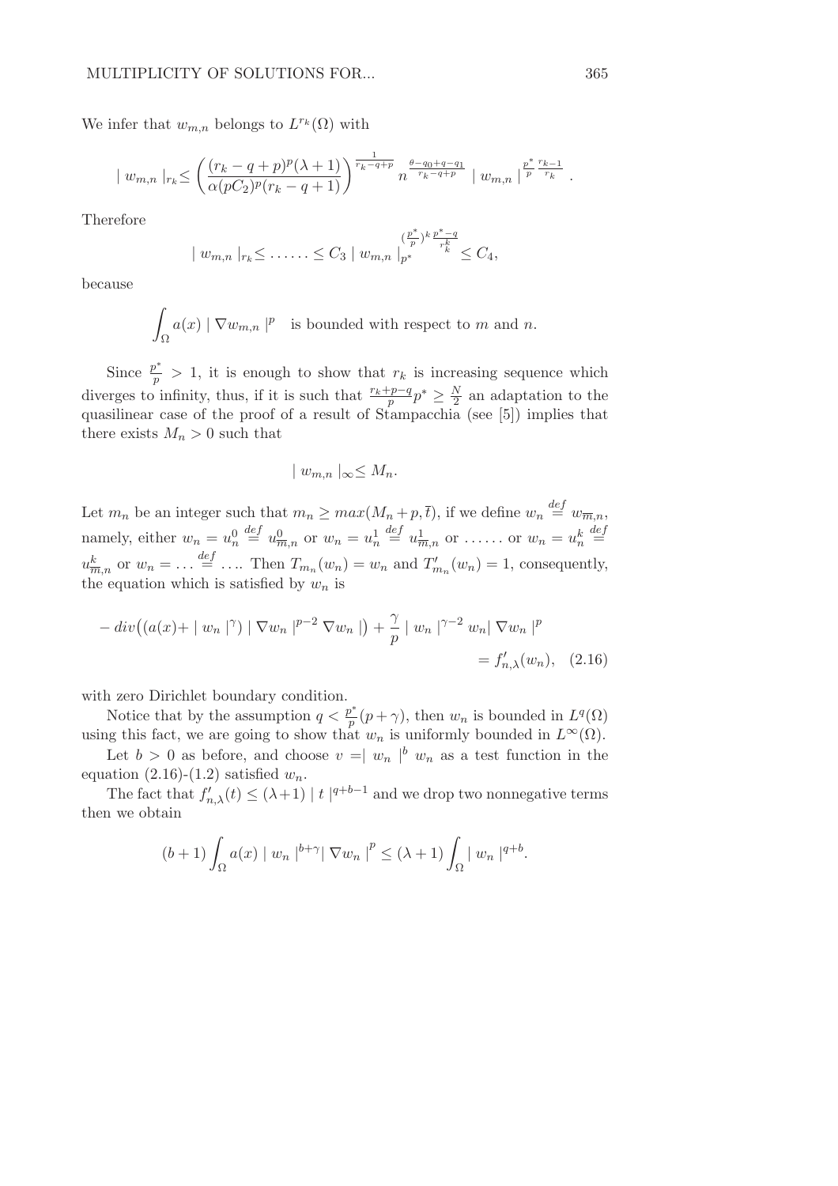We infer that $w_{m,n}$ belongs to $L^{r_k}(\Omega)$ with

$$\mid w_{m,n} \mid_{r_k} \leq \left( \frac{(r_k - q + p)^p (\lambda + 1)}{\alpha (pC_2)^p (r_k - q + 1)} \right)^{\frac{1}{r_k - q + p}} n^{\frac{\theta - q_0 + q - q_1}{r_k - q + p}} \mid w_{m,n} \mid^{\frac{p^*}{p} \frac{r_{k-1}}{r_k}} .$$

Therefore

$$\mid w_{m,n} \mid_{r_k} \leq \ldots\ldots \leq C_3 \mid w_{m,n} \mid_{p^*}^{(\frac{p^*}{p})^k \frac{p^* - q}{r_k^k}} \leq C_4,$$

because

$$\int_\Omega a(x) \mid \nabla w_{m,n} \mid^p \quad \text{is bounded with respect to } m \text{ and } n.$$

Since $\frac{p^*}{p} > 1$, it is enough to show that $r_k$ is increasing sequence which diverges to infinity, thus, if it is such that $\frac{r_k + p - q}{p} p^* \geq \frac{N}{2}$ an adaptation to the quasilinear case of the proof of a result of Stampacchia (see [5]) implies that there exists $M_n > 0$ such that

$$\mid w_{m,n} \mid_\infty \leq M_n.$$

Let $m_n$ be an integer such that $m_n \geq max(M_n + p, \bar{t})$, if we define $w_n \overset{def}{=} w_{\overline{m},n}$, namely, either $w_n = u_n^0 \overset{def}{=} u_{\overline{m},n}^0$ or $w_n = u_n^1 \overset{def}{=} u_{\overline{m},n}^1$ or $\ldots\ldots$ or $w_n = u_n^k \overset{def}{=} u_{\overline{m},n}^k$ or $w_n = \ldots \overset{def}{=} \ldots$. Then $T_{m_n}(w_n) = w_n$ and $T'_{m_n}(w_n) = 1$, consequently, the equation which is satisfied by $w_n$ is

$$- div\big((a(x) + \mid w_n \mid^\gamma) \mid \nabla w_n \mid^{p-2} \nabla w_n \mid\big) + \frac{\gamma}{p} \mid w_n \mid^{\gamma - 2} w_n \mid \nabla w_n \mid^p = f'_{n,\lambda}(w_n), \quad (2.16)$$

with zero Dirichlet boundary condition.

Notice that by the assumption $q < \frac{p^*}{p}(p + \gamma)$, then $w_n$ is bounded in $L^q(\Omega)$ using this fact, we are going to show that $w_n$ is uniformly bounded in $L^\infty(\Omega)$.

Let $b > 0$ as before, and choose $v = \mid w_n \mid^b w_n$ as a test function in the equation (2.16)-(1.2) satisfied $w_n$.

The fact that $f'_{n,\lambda}(t) \leq (\lambda + 1) \mid t \mid^{q+b-1}$ and we drop two nonnegative terms then we obtain

$$(b+1) \int_\Omega a(x) \mid w_n \mid^{b+\gamma} \mid \nabla w_n \mid^p \leq (\lambda + 1) \int_\Omega \mid w_n \mid^{q+b}.$$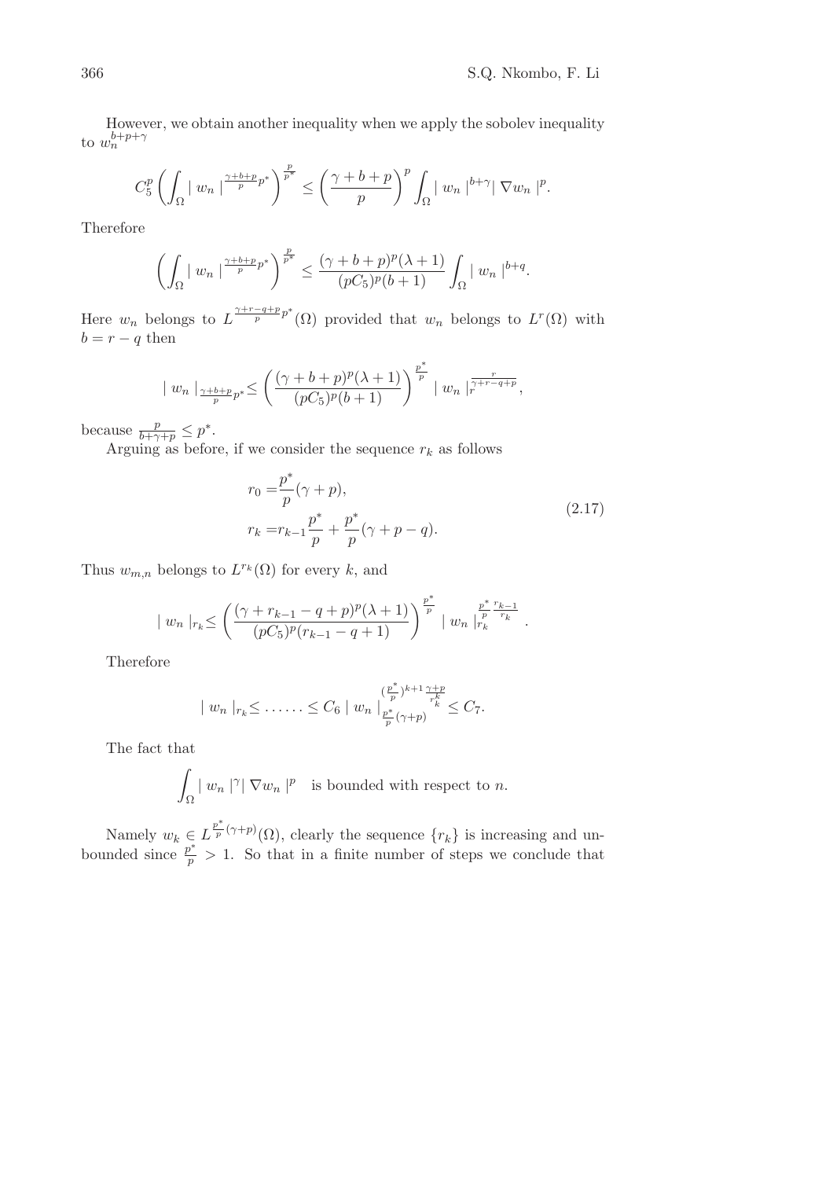However, we obtain another inequality when we apply the sobolev inequality to $w_n^{b+p+\gamma}$

$$C_5^p \left( \int_\Omega \mid w_n \mid^{\frac{\gamma+b+p}{p} p^*} \right)^{\frac{p}{p^*}} \leq \left( \frac{\gamma+b+p}{p} \right)^p \int_\Omega \mid w_n \mid^{b+\gamma} \mid \nabla w_n \mid^p.$$

Therefore

$$\left( \int_\Omega \mid w_n \mid^{\frac{\gamma+b+p}{p} p^*} \right)^{\frac{p}{p^*}} \leq \frac{(\gamma+b+p)^p (\lambda+1)}{(pC_5)^p (b+1)} \int_\Omega \mid w_n \mid^{b+q}.$$

Here $w_n$ belongs to $L^{\frac{\gamma+r-q+p}{p} p^*}(\Omega)$ provided that $w_n$ belongs to $L^r(\Omega)$ with $b = r - q$ then

$$\mid w_n \mid_{\frac{\gamma+b+p}{p} p^*} \leq \left( \frac{(\gamma+b+p)^p (\lambda+1)}{(pC_5)^p (b+1)} \right)^{\frac{p^*}{p}} \mid w_n \mid_r^{\frac{r}{\gamma+r-q+p}},$$

because $\frac{p}{b+\gamma+p} \leq p^*$.

Arguing as before, if we consider the sequence $r_k$ as follows

$$\begin{aligned} r_0 =& \frac{p^*}{p}(\gamma+p), \\ r_k =& r_{k-1}\frac{p^*}{p} + \frac{p^*}{p}(\gamma+p-q). \end{aligned} \tag{2.17}$$

Thus $w_{m,n}$ belongs to $L^{r_k}(\Omega)$ for every $k$, and

$$\mid w_n \mid_{r_k} \leq \left( \frac{(\gamma+r_{k-1}-q+p)^p (\lambda+1)}{(pC_5)^p (r_{k-1}-q+1)} \right)^{\frac{p^*}{p}} \mid w_n \mid_{r_k}^{\frac{p^*}{p}\frac{r_{k-1}}{r_k}}.$$

Therefore

$$\mid w_n \mid_{r_k} \leq \ldots\ldots \leq C_6 \mid w_n \mid_{\frac{p^*}{p}(\gamma+p)}^{(\frac{p^*}{p})^{k+1} \frac{\gamma+p}{r_k^k}} \leq C_7.$$

The fact that

$$\int_\Omega \mid w_n \mid^\gamma \mid \nabla w_n \mid^p \quad \text{is bounded with respect to } n.$$

Namely $w_k \in L^{\frac{p^*}{p}(\gamma+p)}(\Omega)$, clearly the sequence $\{r_k\}$ is increasing and unbounded since $\frac{p^*}{p} > 1$. So that in a finite number of steps we conclude that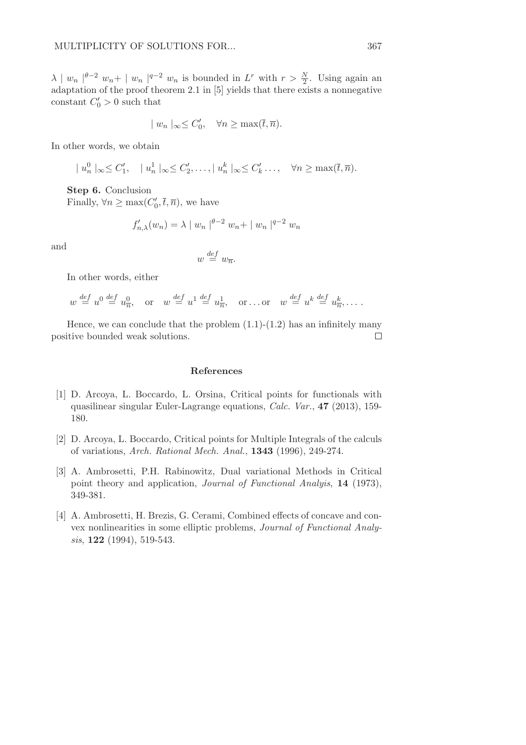$\lambda \mid w_n \mid^{\theta-2} w_n + \mid w_n \mid^{q-2} w_n$ is bounded in $L^r$ with $r > \frac{N}{2}$. Using again an adaptation of the proof theorem 2.1 in [5] yields that there exists a nonnegative constant $C_0' > 0$ such that

$$\mid w_n \mid_\infty \leq C_0', \quad \forall n \geq \max(\bar{t}, \overline{n}).$$

In other words, we obtain

$$\mid u_n^0 \mid_\infty \leq C_1', \quad \mid u_n^1 \mid_\infty \leq C_2', \ldots, \mid u_n^k \mid_\infty \leq C_k' \ldots, \quad \forall n \geq \max(\bar{t}, \overline{n}).$$

**Step 6.** Conclusion

Finally, $\forall n \geq \max(C_0', \bar{t}, \overline{n})$, we have

$$f'_{n,\lambda}(w_n) = \lambda \mid w_n \mid^{\theta-2} w_n + \mid w_n \mid^{q-2} w_n$$

and

$$w \stackrel{def}{=} w_{\overline{n}}.$$

In other words, either

$$w \stackrel{def}{=} u^0 \stackrel{def}{=} u^0_{\overline{n}}, \quad \text{or} \quad w \stackrel{def}{=} u^1 \stackrel{def}{=} u^1_{\overline{n}}, \quad \text{or} \ldots \text{or} \quad w \stackrel{def}{=} u^k \stackrel{def}{=} u^k_{\overline{n}}, \ldots.$$

Hence, we can conclude that the problem (1.1)-(1.2) has an infinitely many positive bounded weak solutions. $\square$

## References

[1] D. Arcoya, L. Boccardo, L. Orsina, Critical points for functionals with quasilinear singular Euler-Lagrange equations, *Calc. Var.*, **47** (2013), 159-180.

[2] D. Arcoya, L. Boccardo, Critical points for Multiple Integrals of the calculs of variations, *Arch. Rational Mech. Anal.*, **1343** (1996), 249-274.

[3] A. Ambrosetti, P.H. Rabinowitz, Dual variational Methods in Critical point theory and application, *Journal of Functional Analyis*, **14** (1973), 349-381.

[4] A. Ambrosetti, H. Brezis, G. Cerami, Combined effects of concave and convex nonlinearities in some elliptic problems, *Journal of Functional Analysis*, **122** (1994), 519-543.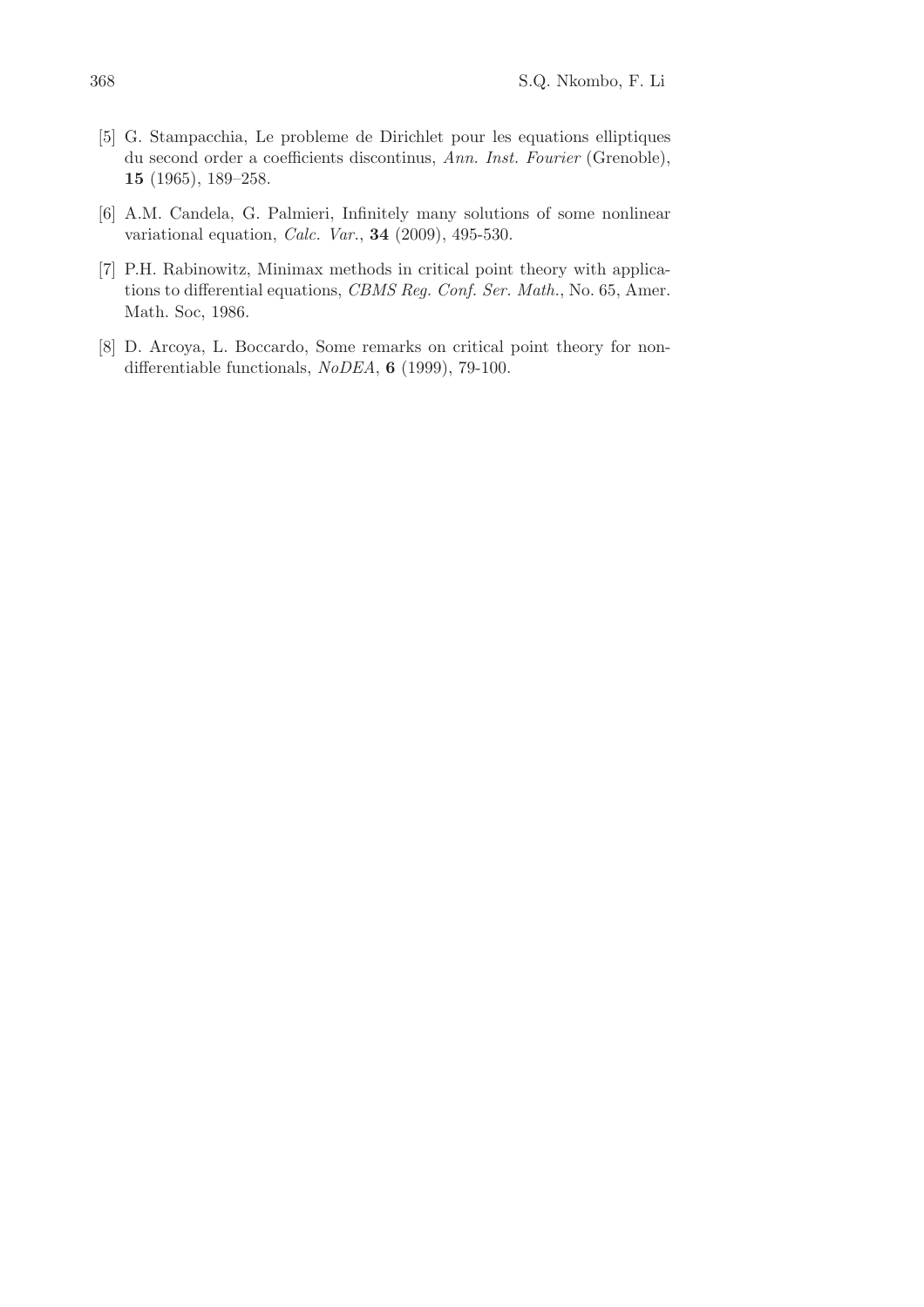[5] G. Stampacchia, Le probleme de Dirichlet pour les equations elliptiques du second order a coefficients discontinus, *Ann. Inst. Fourier* (Grenoble), **15** (1965), 189–258.

[6] A.M. Candela, G. Palmieri, Infinitely many solutions of some nonlinear variational equation, *Calc. Var.*, **34** (2009), 495-530.

[7] P.H. Rabinowitz, Minimax methods in critical point theory with applications to differential equations, *CBMS Reg. Conf. Ser. Math.*, No. 65, Amer. Math. Soc, 1986.

[8] D. Arcoya, L. Boccardo, Some remarks on critical point theory for nondifferentiable functionals, *NoDEA*, **6** (1999), 79-100.